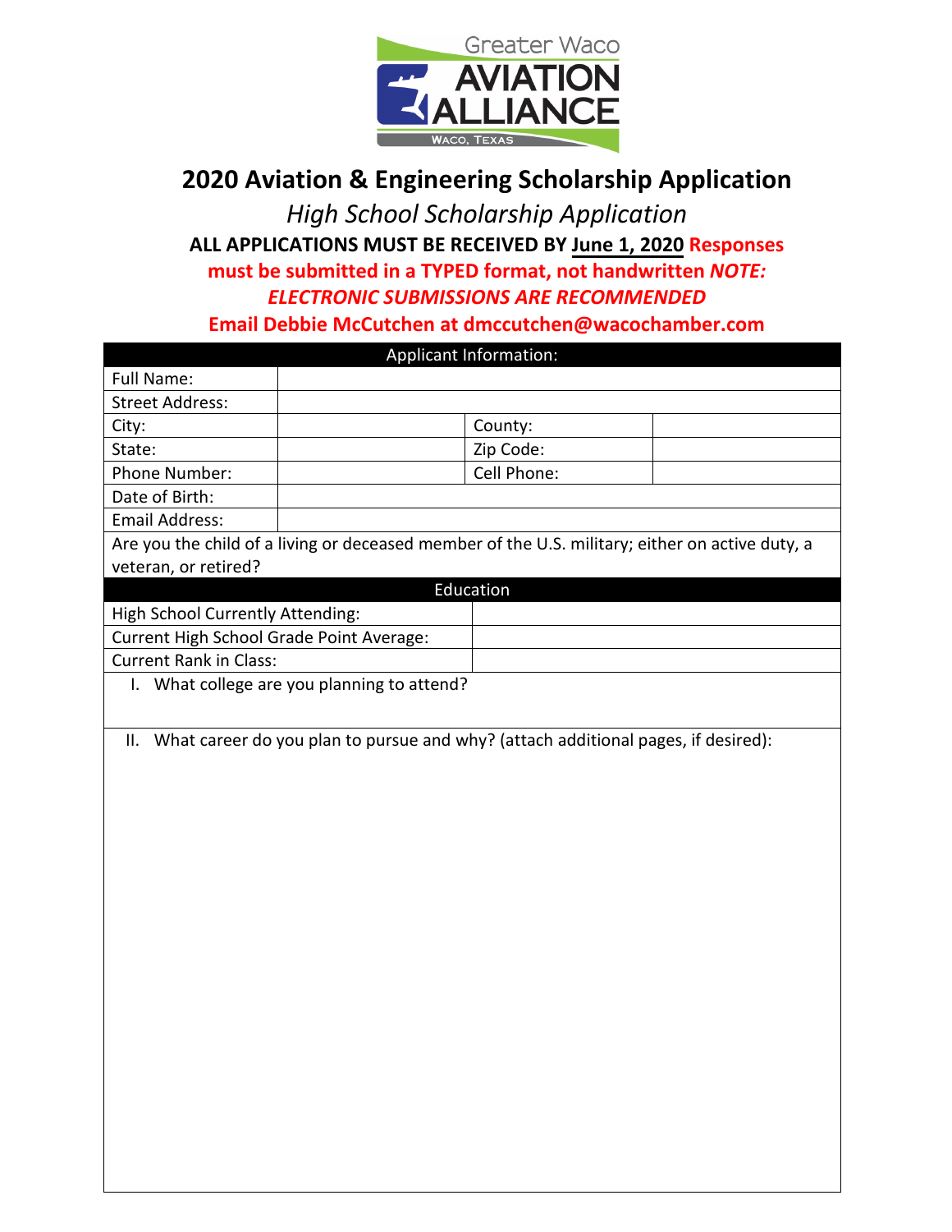Greater Waco
**AVIATION ALLIANCE**
WACO, TEXAS

# 2020 Aviation & Engineering Scholarship Application

*High School Scholarship Application*

**ALL APPLICATIONS MUST BE RECEIVED BY June 1, 2020 Responses must be submitted in a TYPED format, not handwritten *NOTE: ELECTRONIC SUBMISSIONS ARE RECOMMENDED***

**Email Debbie McCutchen at dmccutchen@wacochamber.com**

| Applicant Information: | | | |
|---|---|---|---|
| Full Name: | | | |
| Street Address: | | | |
| City: | | County: | |
| State: | | Zip Code: | |
| Phone Number: | | Cell Phone: | |
| Date of Birth: | | | |
| Email Address: | | | |
| Are you the child of a living or deceased member of the U.S. military; either on active duty, a veteran, or retired? | | | |

| Education | |
|---|---|
| High School Currently Attending: | |
| Current High School Grade Point Average: | |
| Current Rank in Class: | |

I. What college are you planning to attend?

II. What career do you plan to pursue and why? (attach additional pages, if desired):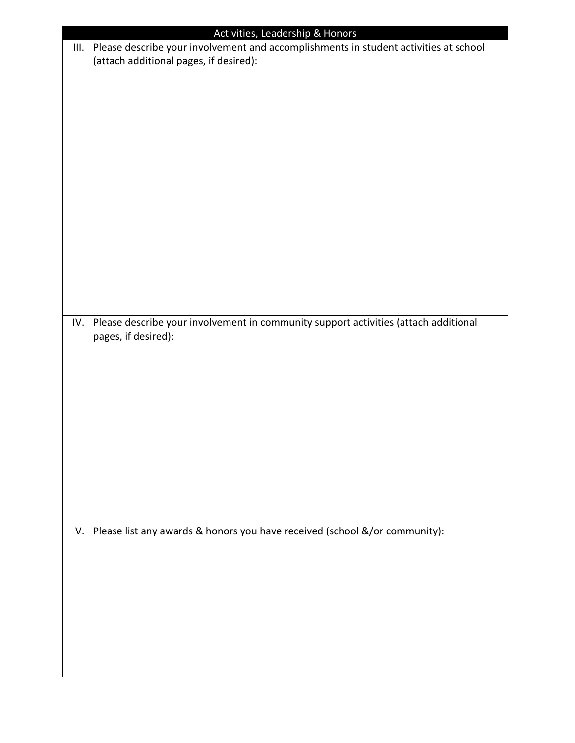## Activities, Leadership & Honors

III. Please describe your involvement and accomplishments in student activities at school (attach additional pages, if desired):

IV. Please describe your involvement in community support activities (attach additional pages, if desired):

V. Please list any awards & honors you have received (school &/or community):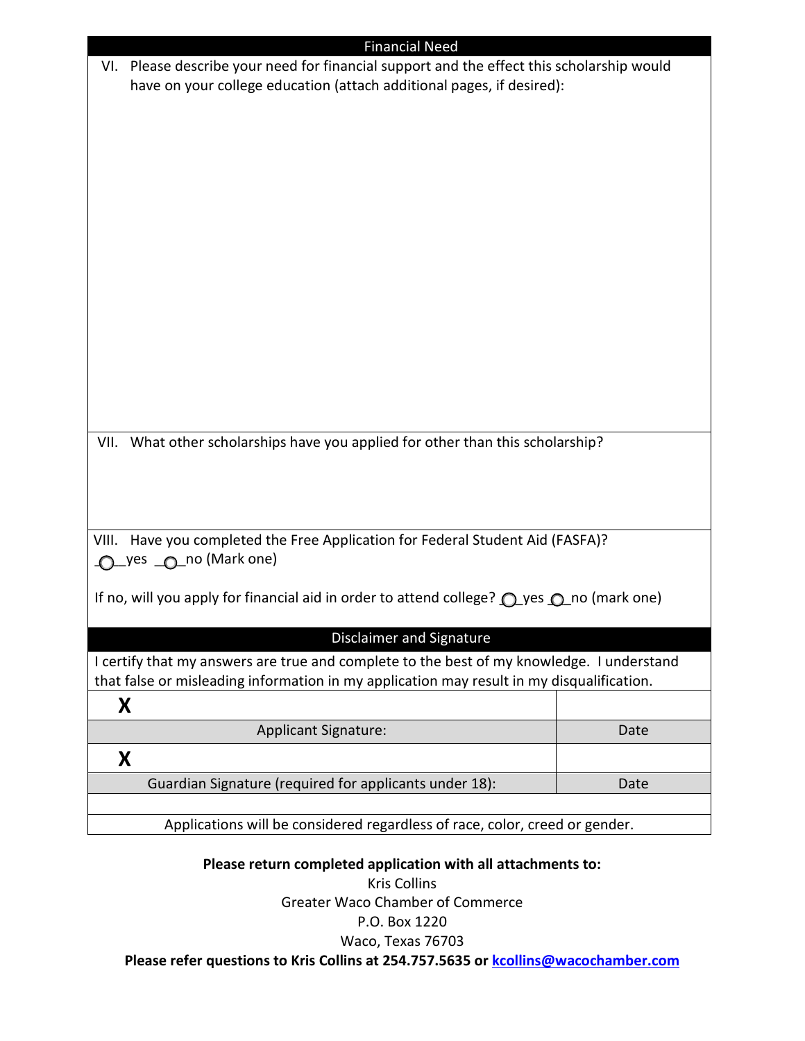## Financial Need

VI. Please describe your need for financial support and the effect this scholarship would have on your college education (attach additional pages, if desired):

VII. What other scholarships have you applied for other than this scholarship?

VIII. Have you completed the Free Application for Federal Student Aid (FASFA)?
○ yes ○ no (Mark one)

If no, will you apply for financial aid in order to attend college? ○ yes ○ no (mark one)

## Disclaimer and Signature

I certify that my answers are true and complete to the best of my knowledge. I understand that false or misleading information in my application may result in my disqualification.

| | |
|---|---|
| **X** | |
| Applicant Signature: | Date |
| **X** | |
| Guardian Signature (required for applicants under 18): | Date |

Applications will be considered regardless of race, color, creed or gender.

**Please return completed application with all attachments to:**

Kris Collins
Greater Waco Chamber of Commerce
P.O. Box 1220
Waco, Texas 76703

**Please refer questions to Kris Collins at 254.757.5635 or kcollins@wacochamber.com**